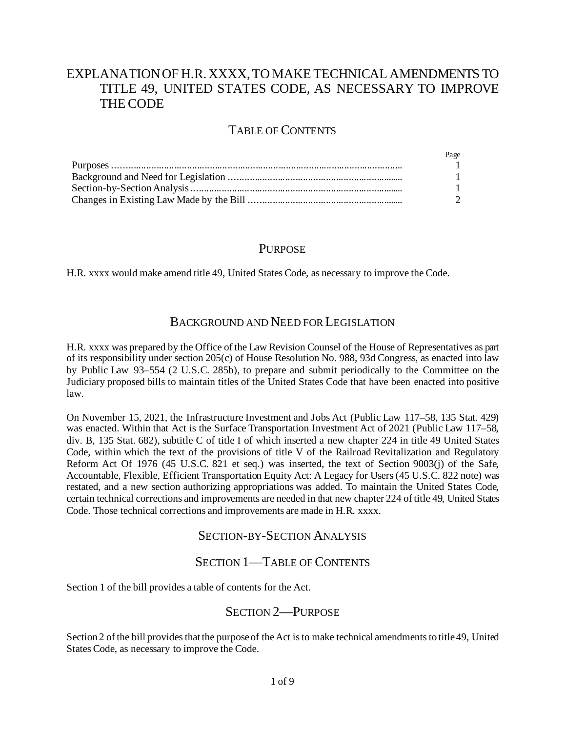# EXPLANATION OF H.R. XXXX, TO MAKE TECHNICAL AMENDMENTS TO TITLE 49, UNITED STATES CODE, AS NECESSARY TO IMPROVE THE CODE

## TABLE OF CONTENTS

| | Page |
|---|---|
| Purposes | 1 |
| Background and Need for Legislation | 1 |
| Section-by-Section Analysis | 1 |
| Changes in Existing Law Made by the Bill | 2 |

## PURPOSE

H.R. xxxx would make amend title 49, United States Code, as necessary to improve the Code.

## BACKGROUND AND NEED FOR LEGISLATION

H.R. xxxx was prepared by the Office of the Law Revision Counsel of the House of Representatives as part of its responsibility under section 205(c) of House Resolution No. 988, 93d Congress, as enacted into law by Public Law 93–554 (2 U.S.C. 285b), to prepare and submit periodically to the Committee on the Judiciary proposed bills to maintain titles of the United States Code that have been enacted into positive law.

On November 15, 2021, the Infrastructure Investment and Jobs Act (Public Law 117–58, 135 Stat. 429) was enacted. Within that Act is the Surface Transportation Investment Act of 2021 (Public Law 117–58, div. B, 135 Stat. 682), subtitle C of title I of which inserted a new chapter 224 in title 49 United States Code, within which the text of the provisions of title V of the Railroad Revitalization and Regulatory Reform Act Of 1976 (45 U.S.C. 821 et seq.) was inserted, the text of Section 9003(j) of the Safe, Accountable, Flexible, Efficient Transportation Equity Act: A Legacy for Users (45 U.S.C. 822 note) was restated, and a new section authorizing appropriations was added. To maintain the United States Code, certain technical corrections and improvements are needed in that new chapter 224 of title 49, United States Code. Those technical corrections and improvements are made in H.R. xxxx.

## SECTION-BY-SECTION ANALYSIS

### SECTION 1—TABLE OF CONTENTS

Section 1 of the bill provides a table of contents for the Act.

### SECTION 2—PURPOSE

Section 2 of the bill provides that the purpose of the Act is to make technical amendments to title 49, United States Code, as necessary to improve the Code.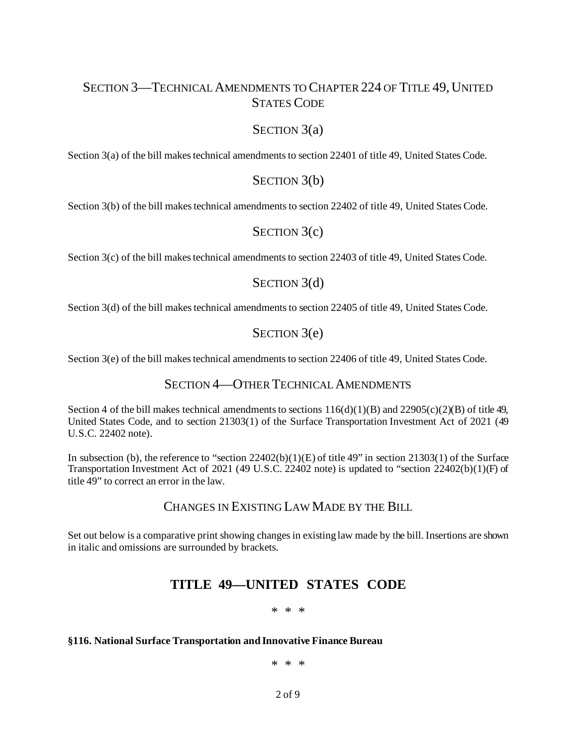## Section 3—Technical Amendments to Chapter 224 of Title 49, United States Code

### Section 3(a)

Section 3(a) of the bill makes technical amendments to section 22401 of title 49, United States Code.

### Section 3(b)

Section 3(b) of the bill makes technical amendments to section 22402 of title 49, United States Code.

### Section 3(c)

Section 3(c) of the bill makes technical amendments to section 22403 of title 49, United States Code.

### Section 3(d)

Section 3(d) of the bill makes technical amendments to section 22405 of title 49, United States Code.

### Section 3(e)

Section 3(e) of the bill makes technical amendments to section 22406 of title 49, United States Code.

## Section 4—Other Technical Amendments

Section 4 of the bill makes technical amendments to sections 116(d)(1)(B) and 22905(c)(2)(B) of title 49, United States Code, and to section 21303(1) of the Surface Transportation Investment Act of 2021 (49 U.S.C. 22402 note).

In subsection (b), the reference to "section 22402(b)(1)(E) of title 49" in section 21303(1) of the Surface Transportation Investment Act of 2021 (49 U.S.C. 22402 note) is updated to "section 22402(b)(1)(F) of title 49" to correct an error in the law.

## Changes in Existing Law Made by the Bill

Set out below is a comparative print showing changes in existing law made by the bill. Insertions are shown in italic and omissions are surrounded by brackets.

# TITLE 49—UNITED STATES CODE

\* \* \*

**§116. National Surface Transportation and Innovative Finance Bureau**

\* \* \*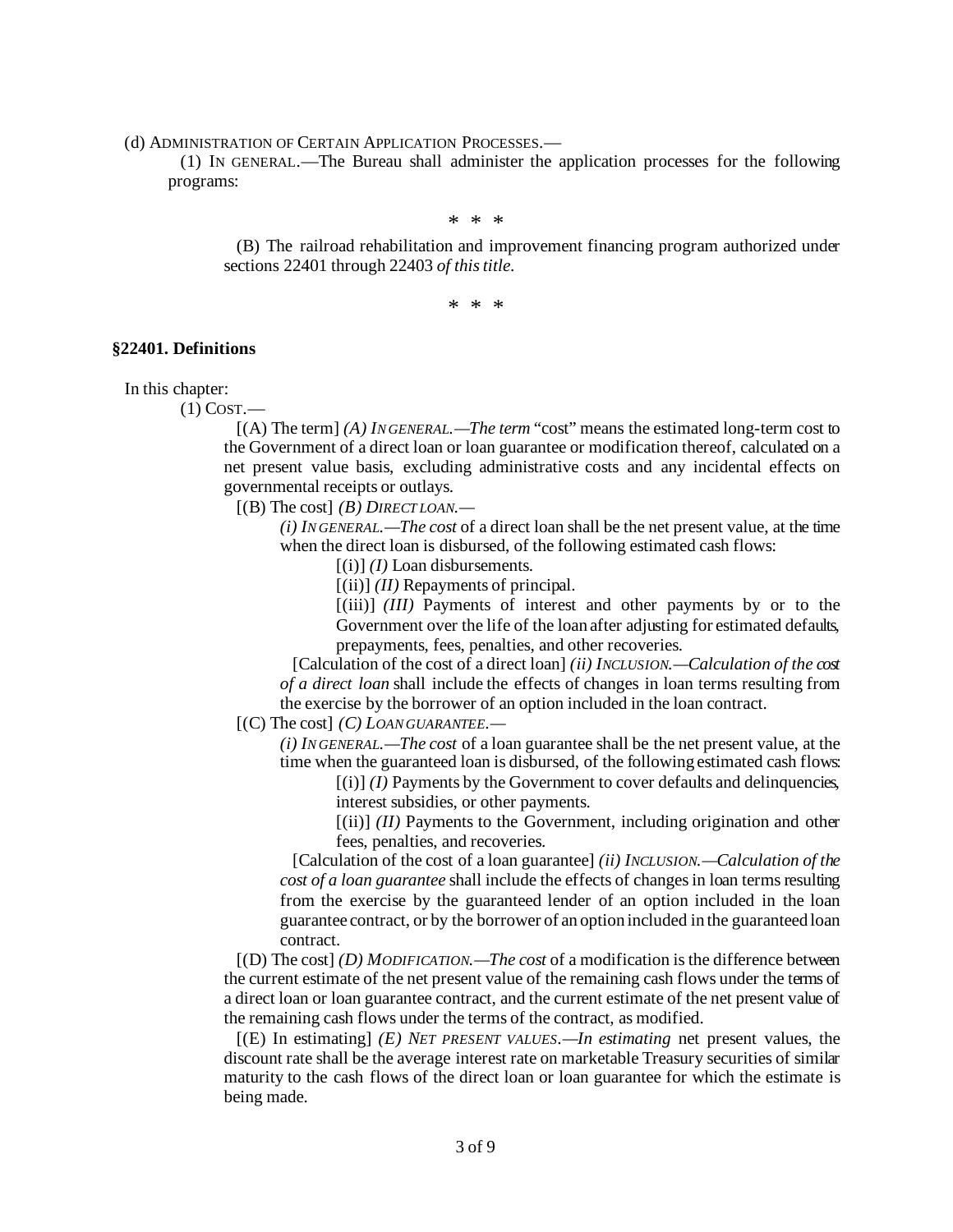(d) ADMINISTRATION OF CERTAIN APPLICATION PROCESSES.—

(1) IN GENERAL.—The Bureau shall administer the application processes for the following programs:

\* \* \*

(B) The railroad rehabilitation and improvement financing program authorized under sections 22401 through 22403 *of this title*.

\* \* \*

**§22401. Definitions**

In this chapter:

(1) COST.—

[(A) The term] *(A) IN GENERAL.—The term* "cost" means the estimated long-term cost to the Government of a direct loan or loan guarantee or modification thereof, calculated on a net present value basis, excluding administrative costs and any incidental effects on governmental receipts or outlays.

[(B) The cost] *(B) DIRECT LOAN.—*

*(i) IN GENERAL.—The cost* of a direct loan shall be the net present value, at the time when the direct loan is disbursed, of the following estimated cash flows:

[(i)] *(I)* Loan disbursements.

[(ii)] *(II)* Repayments of principal.

[(iii)] *(III)* Payments of interest and other payments by or to the Government over the life of the loan after adjusting for estimated defaults, prepayments, fees, penalties, and other recoveries.

[Calculation of the cost of a direct loan] *(ii) INCLUSION.—Calculation of the cost of a direct loan* shall include the effects of changes in loan terms resulting from the exercise by the borrower of an option included in the loan contract.

[(C) The cost] *(C) LOAN GUARANTEE.—*

*(i) IN GENERAL.—The cost* of a loan guarantee shall be the net present value, at the time when the guaranteed loan is disbursed, of the following estimated cash flows:

[(i)] *(I)* Payments by the Government to cover defaults and delinquencies, interest subsidies, or other payments.

[(ii)] *(II)* Payments to the Government, including origination and other fees, penalties, and recoveries.

[Calculation of the cost of a loan guarantee] *(ii) INCLUSION.—Calculation of the cost of a loan guarantee* shall include the effects of changes in loan terms resulting from the exercise by the guaranteed lender of an option included in the loan guarantee contract, or by the borrower of an option included in the guaranteed loan contract.

[(D) The cost] *(D) MODIFICATION.—The cost* of a modification is the difference between the current estimate of the net present value of the remaining cash flows under the terms of a direct loan or loan guarantee contract, and the current estimate of the net present value of the remaining cash flows under the terms of the contract, as modified.

[(E) In estimating] *(E) NET PRESENT VALUES.—In estimating* net present values, the discount rate shall be the average interest rate on marketable Treasury securities of similar maturity to the cash flows of the direct loan or loan guarantee for which the estimate is being made.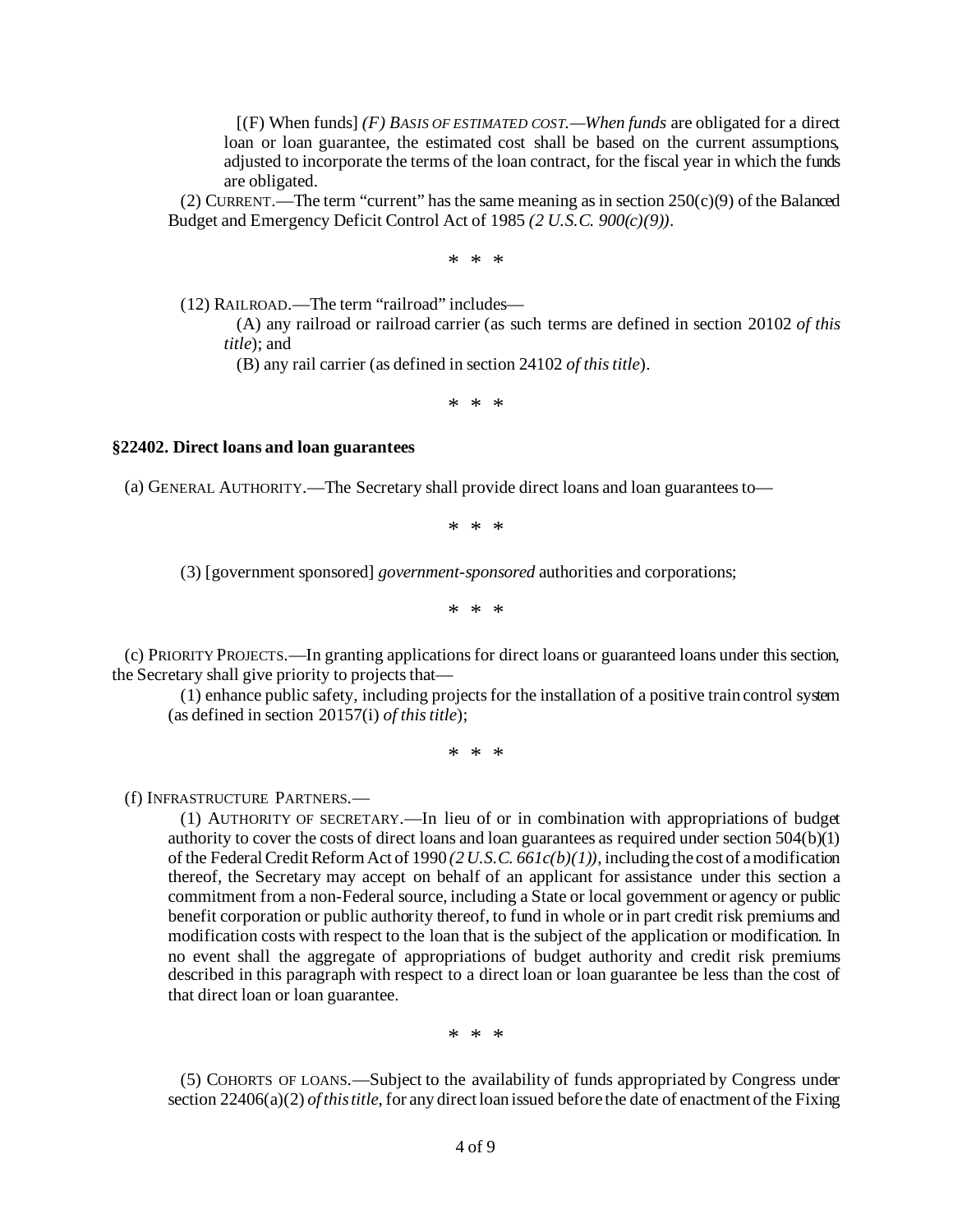[(F) When funds] *(F) BASIS OF ESTIMATED COST.—When funds* are obligated for a direct loan or loan guarantee, the estimated cost shall be based on the current assumptions, adjusted to incorporate the terms of the loan contract, for the fiscal year in which the funds are obligated.

(2) CURRENT.—The term "current" has the same meaning as in section 250(c)(9) of the Balanced Budget and Emergency Deficit Control Act of 1985 *(2 U.S.C. 900(c)(9))*.

\* \* \*

(12) RAILROAD.—The term "railroad" includes—

(A) any railroad or railroad carrier (as such terms are defined in section 20102 *of this title*); and

(B) any rail carrier (as defined in section 24102 *of this title*).

\* \* \*

**§22402. Direct loans and loan guarantees**

(a) GENERAL AUTHORITY.—The Secretary shall provide direct loans and loan guarantees to—

\* \* \*

(3) [government sponsored] *government-sponsored* authorities and corporations;

\* \* \*

(c) PRIORITY PROJECTS.—In granting applications for direct loans or guaranteed loans under this section, the Secretary shall give priority to projects that—

(1) enhance public safety, including projects for the installation of a positive train control system (as defined in section 20157(i) *of this title*);

\* \* \*

(f) INFRASTRUCTURE PARTNERS.—

(1) AUTHORITY OF SECRETARY.—In lieu of or in combination with appropriations of budget authority to cover the costs of direct loans and loan guarantees as required under section 504(b)(1) of the Federal Credit Reform Act of 1990 *(2 U.S.C. 661c(b)(1))*, including the cost of a modification thereof, the Secretary may accept on behalf of an applicant for assistance under this section a commitment from a non-Federal source, including a State or local government or agency or public benefit corporation or public authority thereof, to fund in whole or in part credit risk premiums and modification costs with respect to the loan that is the subject of the application or modification. In no event shall the aggregate of appropriations of budget authority and credit risk premiums described in this paragraph with respect to a direct loan or loan guarantee be less than the cost of that direct loan or loan guarantee.

\* \* \*

(5) COHORTS OF LOANS.—Subject to the availability of funds appropriated by Congress under section 22406(a)(2) *of this title*, for any direct loan issued before the date of enactment of the Fixing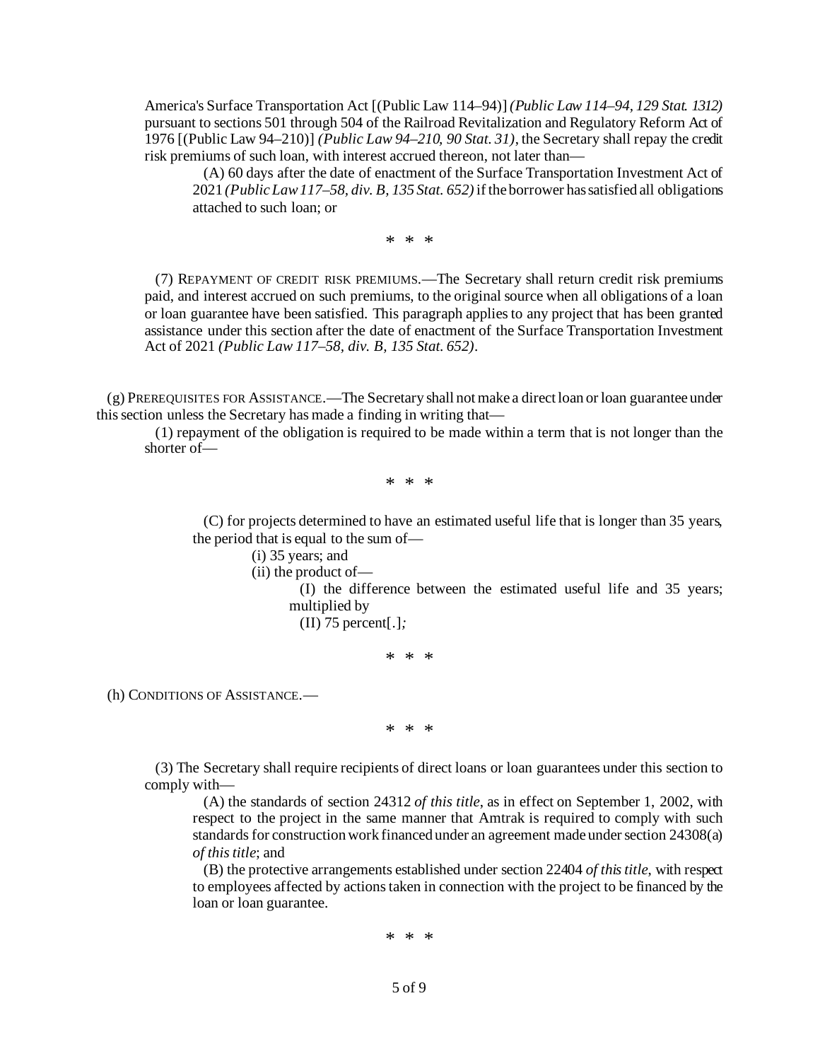America's Surface Transportation Act [(Public Law 114–94)] *(Public Law 114–94, 129 Stat. 1312)* pursuant to sections 501 through 504 of the Railroad Revitalization and Regulatory Reform Act of 1976 [(Public Law 94–210)] *(Public Law 94–210, 90 Stat. 31)*, the Secretary shall repay the credit risk premiums of such loan, with interest accrued thereon, not later than—

(A) 60 days after the date of enactment of the Surface Transportation Investment Act of 2021 *(Public Law 117–58, div. B, 135 Stat. 652)* if the borrower has satisfied all obligations attached to such loan; or

\* \* \*

(7) REPAYMENT OF CREDIT RISK PREMIUMS.—The Secretary shall return credit risk premiums paid, and interest accrued on such premiums, to the original source when all obligations of a loan or loan guarantee have been satisfied. This paragraph applies to any project that has been granted assistance under this section after the date of enactment of the Surface Transportation Investment Act of 2021 *(Public Law 117–58, div. B, 135 Stat. 652)*.

(g) PREREQUISITES FOR ASSISTANCE.—The Secretary shall not make a direct loan or loan guarantee under this section unless the Secretary has made a finding in writing that—

(1) repayment of the obligation is required to be made within a term that is not longer than the shorter of—

\* \* \*

(C) for projects determined to have an estimated useful life that is longer than 35 years, the period that is equal to the sum of—

(i) 35 years; and

(ii) the product of—

(I) the difference between the estimated useful life and 35 years; multiplied by

(II) 75 percent[.]*;*

\* \* \*

(h) CONDITIONS OF ASSISTANCE.—

\* \* \*

(3) The Secretary shall require recipients of direct loans or loan guarantees under this section to comply with—

(A) the standards of section 24312 *of this title*, as in effect on September 1, 2002, with respect to the project in the same manner that Amtrak is required to comply with such standards for construction work financed under an agreement made under section 24308(a) *of this title*; and

(B) the protective arrangements established under section 22404 *of this title*, with respect to employees affected by actions taken in connection with the project to be financed by the loan or loan guarantee.

\* \* \*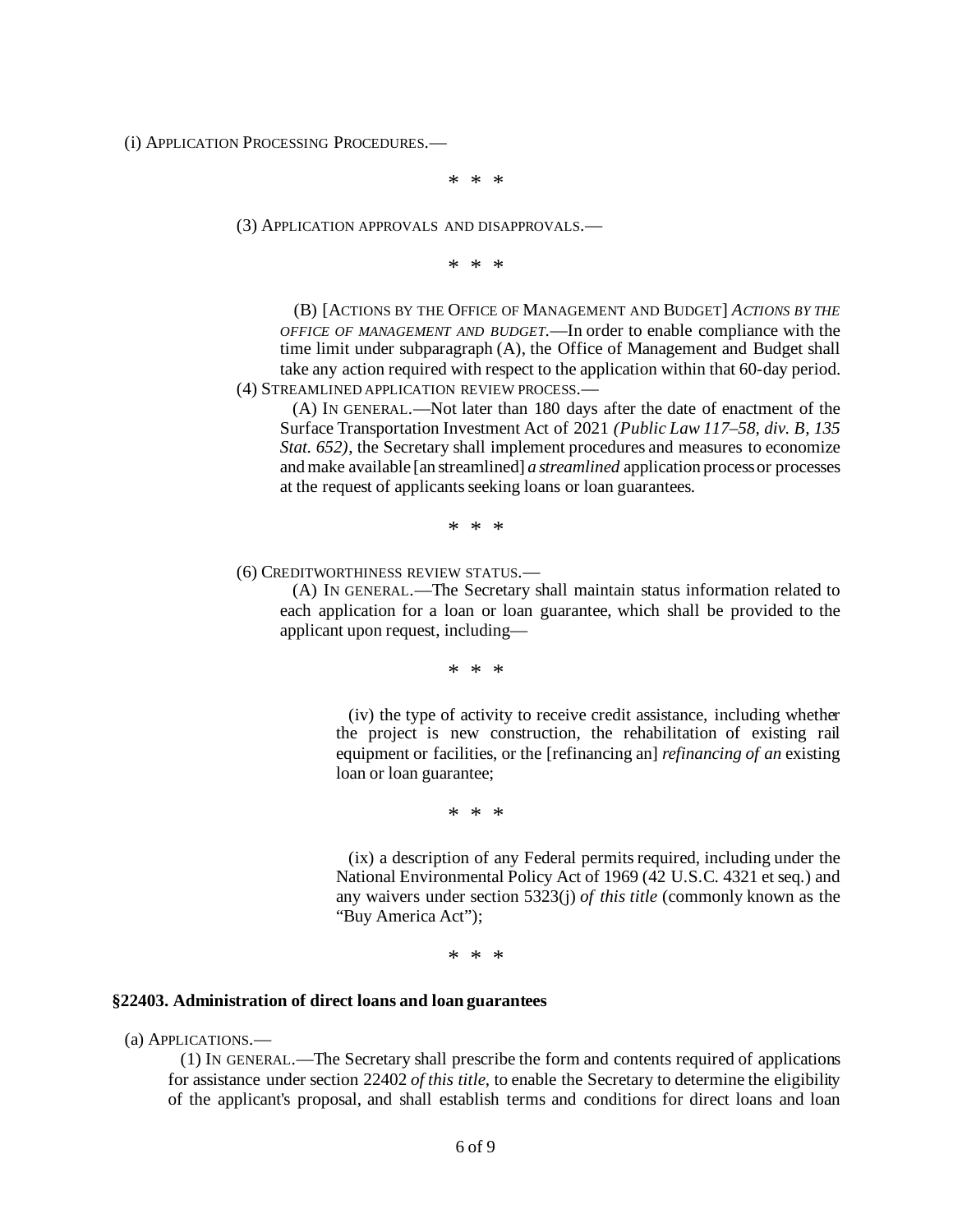(i) APPLICATION PROCESSING PROCEDURES.—

\* \* \*

(3) APPLICATION APPROVALS AND DISAPPROVALS.—

\* \* \*

(B) [ACTIONS BY THE OFFICE OF MANAGEMENT AND BUDGET] *ACTIONS BY THE OFFICE OF MANAGEMENT AND BUDGET*.—In order to enable compliance with the time limit under subparagraph (A), the Office of Management and Budget shall take any action required with respect to the application within that 60-day period.

(4) STREAMLINED APPLICATION REVIEW PROCESS.—

(A) IN GENERAL.—Not later than 180 days after the date of enactment of the Surface Transportation Investment Act of 2021 *(Public Law 117–58, div. B, 135 Stat. 652)*, the Secretary shall implement procedures and measures to economize and make available [an streamlined] *a streamlined* application process or processes at the request of applicants seeking loans or loan guarantees.

\* \* \*

(6) CREDITWORTHINESS REVIEW STATUS.—

(A) IN GENERAL.—The Secretary shall maintain status information related to each application for a loan or loan guarantee, which shall be provided to the applicant upon request, including—

\* \* \*

(iv) the type of activity to receive credit assistance, including whether the project is new construction, the rehabilitation of existing rail equipment or facilities, or the [refinancing an] *refinancing of an* existing loan or loan guarantee;

\* \* \*

(ix) a description of any Federal permits required, including under the National Environmental Policy Act of 1969 (42 U.S.C. 4321 et seq.) and any waivers under section 5323(j) *of this title* (commonly known as the "Buy America Act");

\* \* \*

**§22403. Administration of direct loans and loan guarantees**

(a) APPLICATIONS.—

(1) IN GENERAL.—The Secretary shall prescribe the form and contents required of applications for assistance under section 22402 *of this title*, to enable the Secretary to determine the eligibility of the applicant's proposal, and shall establish terms and conditions for direct loans and loan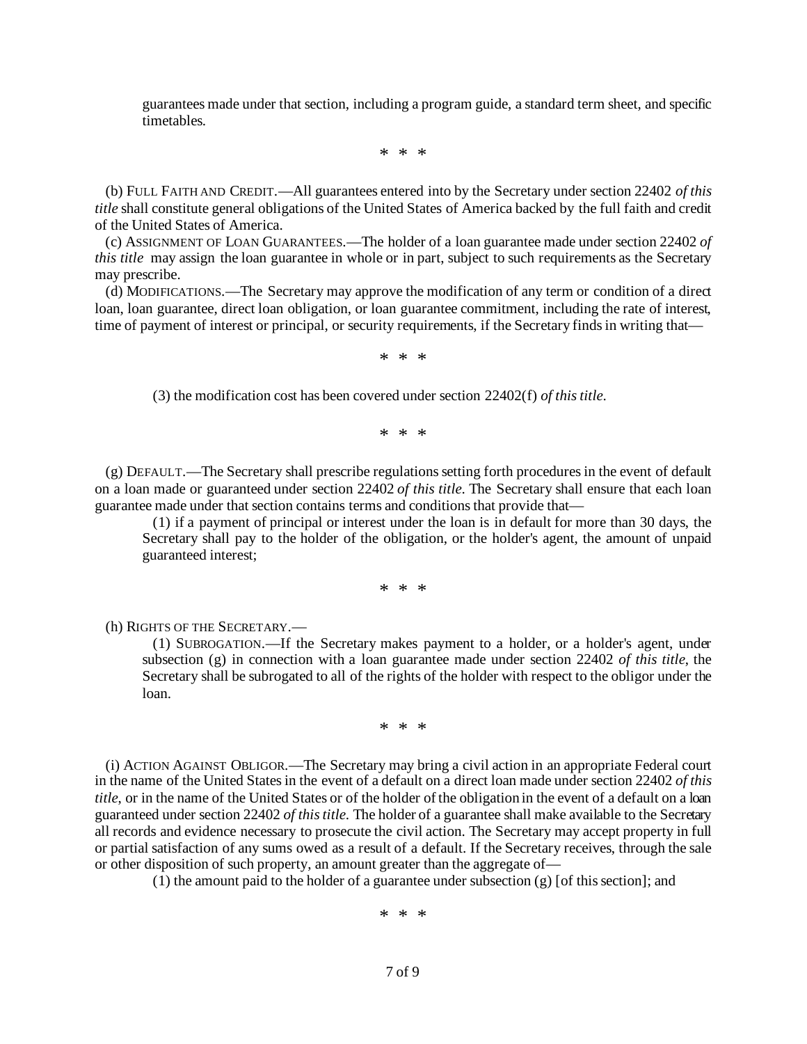guarantees made under that section, including a program guide, a standard term sheet, and specific timetables.

\* \* \*

(b) FULL FAITH AND CREDIT.—All guarantees entered into by the Secretary under section 22402 *of this title* shall constitute general obligations of the United States of America backed by the full faith and credit of the United States of America.

(c) ASSIGNMENT OF LOAN GUARANTEES.—The holder of a loan guarantee made under section 22402 *of this title* may assign the loan guarantee in whole or in part, subject to such requirements as the Secretary may prescribe.

(d) MODIFICATIONS.—The Secretary may approve the modification of any term or condition of a direct loan, loan guarantee, direct loan obligation, or loan guarantee commitment, including the rate of interest, time of payment of interest or principal, or security requirements, if the Secretary finds in writing that—

\* \* \*

(3) the modification cost has been covered under section 22402(f) *of this title*.

\* \* \*

(g) DEFAULT.—The Secretary shall prescribe regulations setting forth procedures in the event of default on a loan made or guaranteed under section 22402 *of this title*. The Secretary shall ensure that each loan guarantee made under that section contains terms and conditions that provide that—

(1) if a payment of principal or interest under the loan is in default for more than 30 days, the Secretary shall pay to the holder of the obligation, or the holder's agent, the amount of unpaid guaranteed interest;

\* \* \*

(h) RIGHTS OF THE SECRETARY.—

(1) SUBROGATION.—If the Secretary makes payment to a holder, or a holder's agent, under subsection (g) in connection with a loan guarantee made under section 22402 *of this title*, the Secretary shall be subrogated to all of the rights of the holder with respect to the obligor under the loan.

\* \* \*

(i) ACTION AGAINST OBLIGOR.—The Secretary may bring a civil action in an appropriate Federal court in the name of the United States in the event of a default on a direct loan made under section 22402 *of this title*, or in the name of the United States or of the holder of the obligation in the event of a default on a loan guaranteed under section 22402 *of this title*. The holder of a guarantee shall make available to the Secretary all records and evidence necessary to prosecute the civil action. The Secretary may accept property in full or partial satisfaction of any sums owed as a result of a default. If the Secretary receives, through the sale or other disposition of such property, an amount greater than the aggregate of—

(1) the amount paid to the holder of a guarantee under subsection (g) [of this section]; and

\* \* \*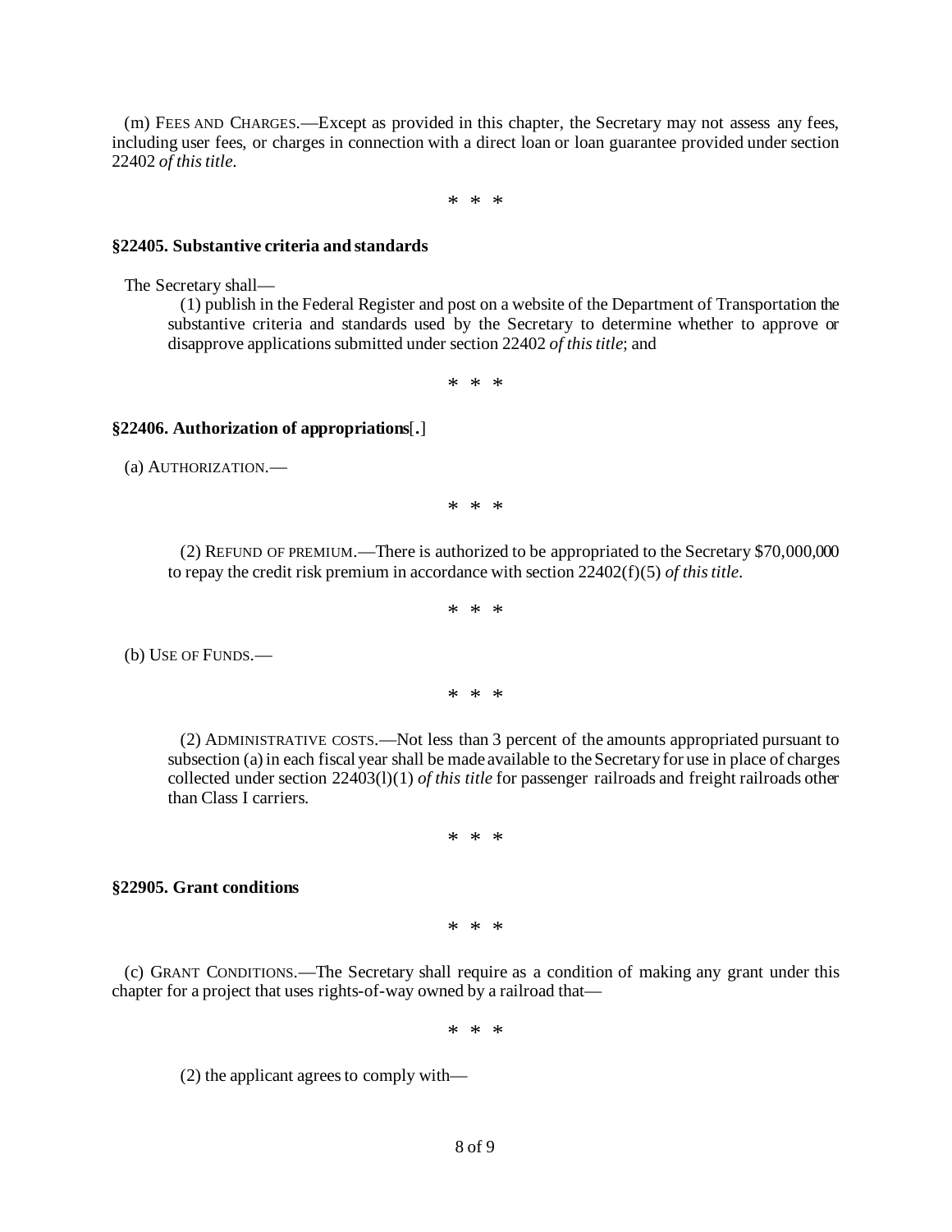(m) FEES AND CHARGES.—Except as provided in this chapter, the Secretary may not assess any fees, including user fees, or charges in connection with a direct loan or loan guarantee provided under section 22402 *of this title*.

\* \* \*

**§22405. Substantive criteria and standards**

The Secretary shall—

(1) publish in the Federal Register and post on a website of the Department of Transportation the substantive criteria and standards used by the Secretary to determine whether to approve or disapprove applications submitted under section 22402 *of this title*; and

\* \* \*

**§22406. Authorization of appropriations[.]**

(a) AUTHORIZATION.—

\* \* \*

(2) REFUND OF PREMIUM.—There is authorized to be appropriated to the Secretary $70,000,000 to repay the credit risk premium in accordance with section 22402(f)(5) *of this title*.

\* \* \*

(b) USE OF FUNDS.—

\* \* \*

(2) ADMINISTRATIVE COSTS.—Not less than 3 percent of the amounts appropriated pursuant to subsection (a) in each fiscal year shall be made available to the Secretary for use in place of charges collected under section 22403(l)(1) *of this title* for passenger railroads and freight railroads other than Class I carriers.

\* \* \*

**§22905. Grant conditions**

\* \* \*

(c) GRANT CONDITIONS.—The Secretary shall require as a condition of making any grant under this chapter for a project that uses rights-of-way owned by a railroad that—

\* \* \*

(2) the applicant agrees to comply with—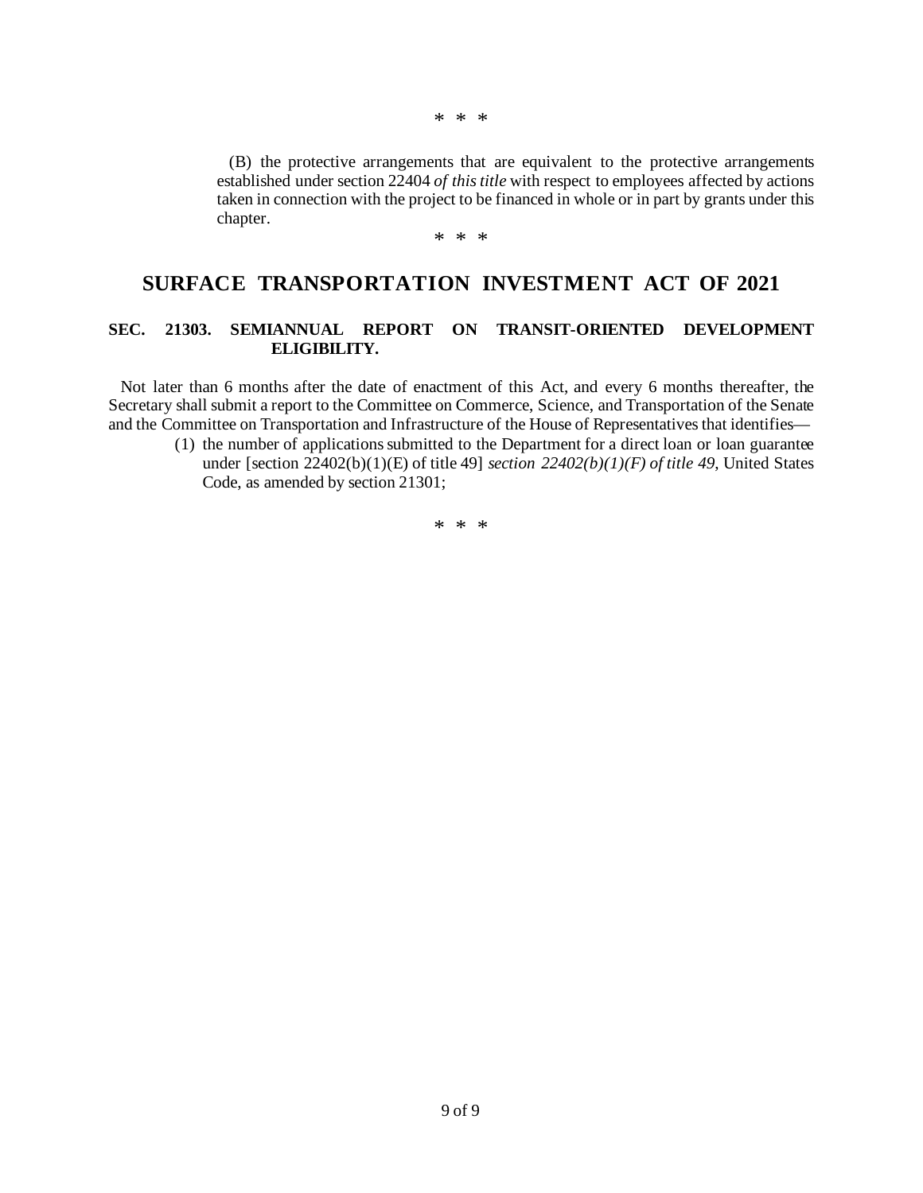\* \* \*

(B) the protective arrangements that are equivalent to the protective arrangements established under section 22404 *of this title* with respect to employees affected by actions taken in connection with the project to be financed in whole or in part by grants under this chapter.

\* \* \*

## SURFACE TRANSPORTATION INVESTMENT ACT OF 2021

### SEC. 21303. SEMIANNUAL REPORT ON TRANSIT-ORIENTED DEVELOPMENT ELIGIBILITY.

Not later than 6 months after the date of enactment of this Act, and every 6 months thereafter, the Secretary shall submit a report to the Committee on Commerce, Science, and Transportation of the Senate and the Committee on Transportation and Infrastructure of the House of Representatives that identifies—

(1) the number of applications submitted to the Department for a direct loan or loan guarantee under [section 22402(b)(1)(E) of title 49] *section 22402(b)(1)(F) of title 49*, United States Code, as amended by section 21301;

\* \* \*